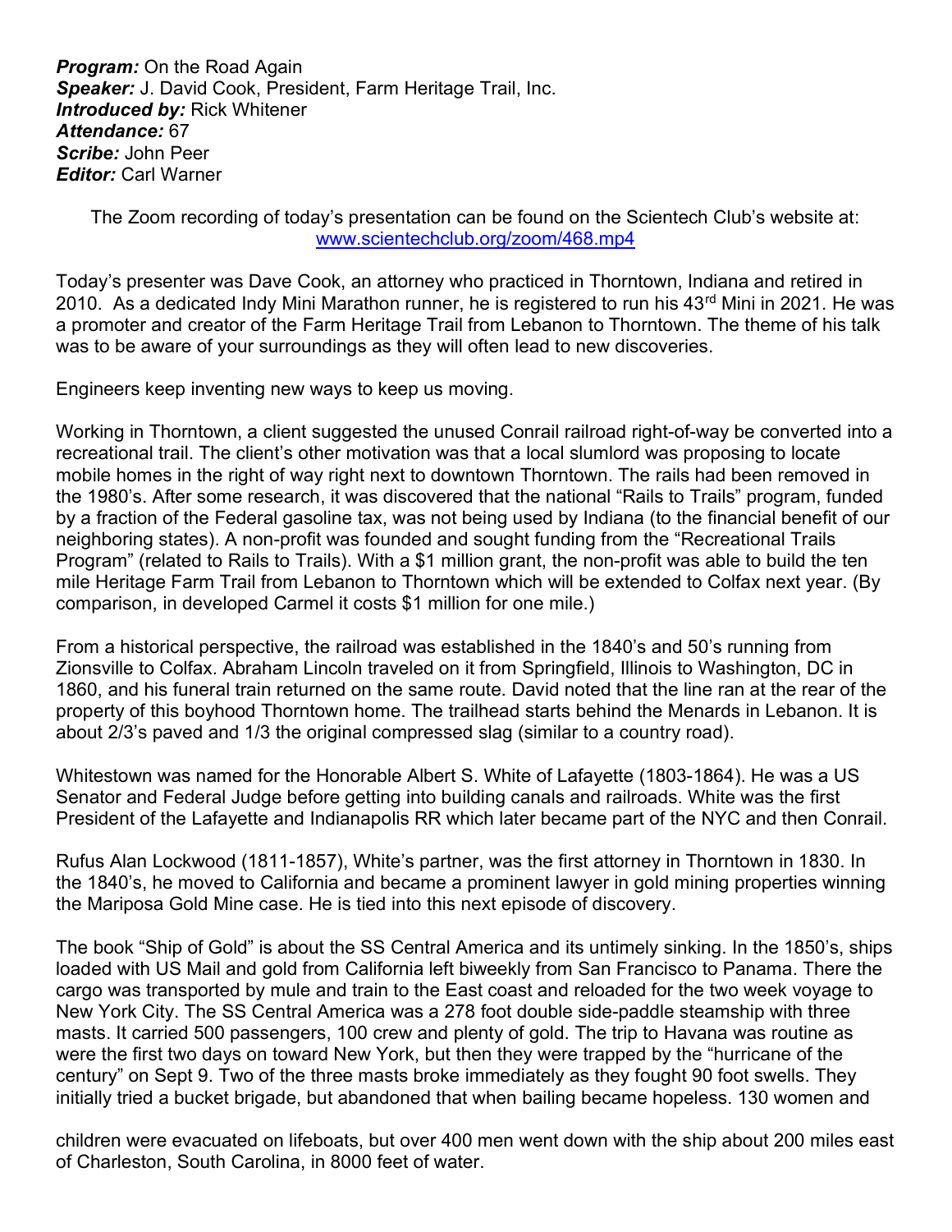***Program:*** On the Road Again
***Speaker:*** J. David Cook, President, Farm Heritage Trail, Inc.
***Introduced by:*** Rick Whitener
***Attendance:*** 67
***Scribe:*** John Peer
***Editor:*** Carl Warner

The Zoom recording of today's presentation can be found on the Scientech Club's website at: [www.scientechclub.org/zoom/468.mp4](www.scientechclub.org/zoom/468.mp4)

Today's presenter was Dave Cook, an attorney who practiced in Thorntown, Indiana and retired in 2010. As a dedicated Indy Mini Marathon runner, he is registered to run his 43rd Mini in 2021. He was a promoter and creator of the Farm Heritage Trail from Lebanon to Thorntown. The theme of his talk was to be aware of your surroundings as they will often lead to new discoveries.

Engineers keep inventing new ways to keep us moving.

Working in Thorntown, a client suggested the unused Conrail railroad right-of-way be converted into a recreational trail. The client's other motivation was that a local slumlord was proposing to locate mobile homes in the right of way right next to downtown Thorntown. The rails had been removed in the 1980's. After some research, it was discovered that the national "Rails to Trails" program, funded by a fraction of the Federal gasoline tax, was not being used by Indiana (to the financial benefit of our neighboring states). A non-profit was founded and sought funding from the "Recreational Trails Program" (related to Rails to Trails). With a $1 million grant, the non-profit was able to build the ten mile Heritage Farm Trail from Lebanon to Thorntown which will be extended to Colfax next year. (By comparison, in developed Carmel it costs $1 million for one mile.)

From a historical perspective, the railroad was established in the 1840's and 50's running from Zionsville to Colfax. Abraham Lincoln traveled on it from Springfield, Illinois to Washington, DC in 1860, and his funeral train returned on the same route. David noted that the line ran at the rear of the property of this boyhood Thorntown home. The trailhead starts behind the Menards in Lebanon. It is about 2/3's paved and 1/3 the original compressed slag (similar to a country road).

Whitestown was named for the Honorable Albert S. White of Lafayette (1803-1864). He was a US Senator and Federal Judge before getting into building canals and railroads. White was the first President of the Lafayette and Indianapolis RR which later became part of the NYC and then Conrail.

Rufus Alan Lockwood (1811-1857), White's partner, was the first attorney in Thorntown in 1830. In the 1840's, he moved to California and became a prominent lawyer in gold mining properties winning the Mariposa Gold Mine case. He is tied into this next episode of discovery.

The book "Ship of Gold" is about the SS Central America and its untimely sinking. In the 1850's, ships loaded with US Mail and gold from California left biweekly from San Francisco to Panama. There the cargo was transported by mule and train to the East coast and reloaded for the two week voyage to New York City. The SS Central America was a 278 foot double side-paddle steamship with three masts. It carried 500 passengers, 100 crew and plenty of gold. The trip to Havana was routine as were the first two days on toward New York, but then they were trapped by the "hurricane of the century" on Sept 9. Two of the three masts broke immediately as they fought 90 foot swells. They initially tried a bucket brigade, but abandoned that when bailing became hopeless. 130 women and children were evacuated on lifeboats, but over 400 men went down with the ship about 200 miles east of Charleston, South Carolina, in 8000 feet of water.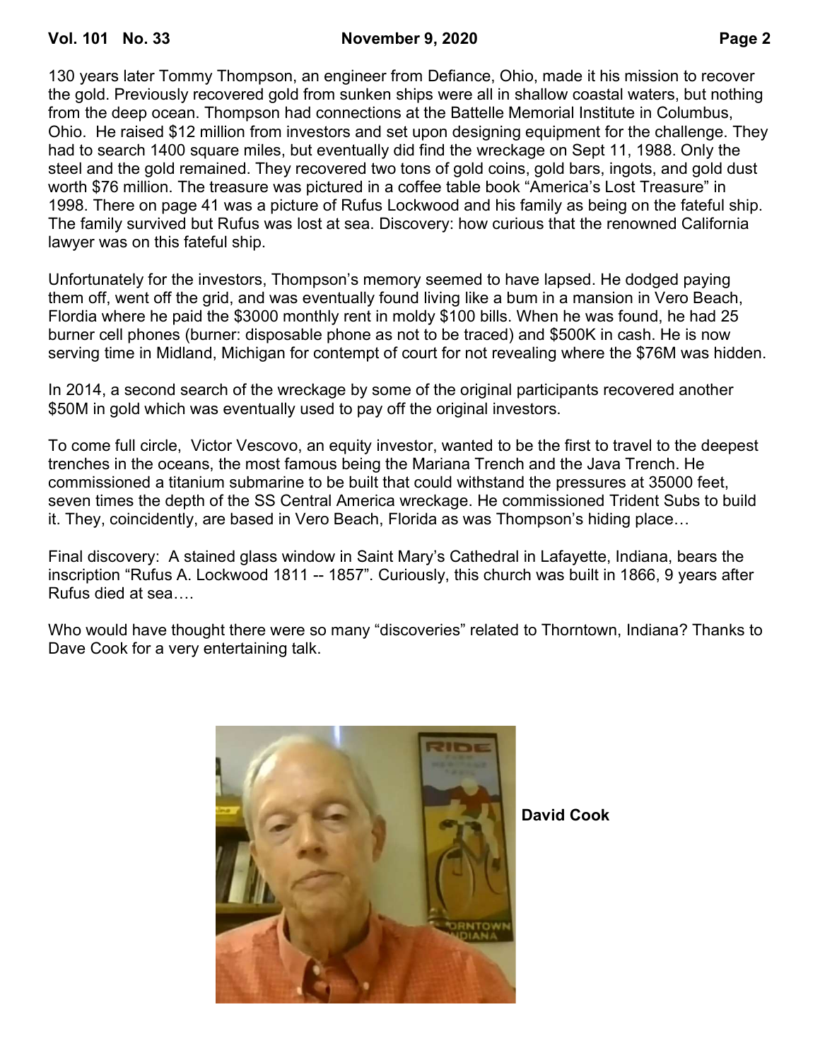130 years later Tommy Thompson, an engineer from Defiance, Ohio, made it his mission to recover the gold. Previously recovered gold from sunken ships were all in shallow coastal waters, but nothing from the deep ocean. Thompson had connections at the Battelle Memorial Institute in Columbus, Ohio. He raised $12 million from investors and set upon designing equipment for the challenge. They had to search 1400 square miles, but eventually did find the wreckage on Sept 11, 1988. Only the steel and the gold remained. They recovered two tons of gold coins, gold bars, ingots, and gold dust worth $76 million. The treasure was pictured in a coffee table book "America's Lost Treasure" in 1998. There on page 41 was a picture of Rufus Lockwood and his family as being on the fateful ship. The family survived but Rufus was lost at sea. Discovery: how curious that the renowned California lawyer was on this fateful ship.

Unfortunately for the investors, Thompson's memory seemed to have lapsed. He dodged paying them off, went off the grid, and was eventually found living like a bum in a mansion in Vero Beach, Flordia where he paid the $3000 monthly rent in moldy $100 bills. When he was found, he had 25 burner cell phones (burner: disposable phone as not to be traced) and $500K in cash. He is now serving time in Midland, Michigan for contempt of court for not revealing where the $76M was hidden.

In 2014, a second search of the wreckage by some of the original participants recovered another $50M in gold which was eventually used to pay off the original investors.

To come full circle, Victor Vescovo, an equity investor, wanted to be the first to travel to the deepest trenches in the oceans, the most famous being the Mariana Trench and the Java Trench. He commissioned a titanium submarine to be built that could withstand the pressures at 35000 feet, seven times the depth of the SS Central America wreckage. He commissioned Trident Subs to build it. They, coincidently, are based in Vero Beach, Florida as was Thompson's hiding place…

Final discovery: A stained glass window in Saint Mary's Cathedral in Lafayette, Indiana, bears the inscription "Rufus A. Lockwood 1811 -- 1857". Curiously, this church was built in 1866, 9 years after Rufus died at sea….

Who would have thought there were so many "discoveries" related to Thorntown, Indiana? Thanks to Dave Cook for a very entertaining talk.

**David Cook**